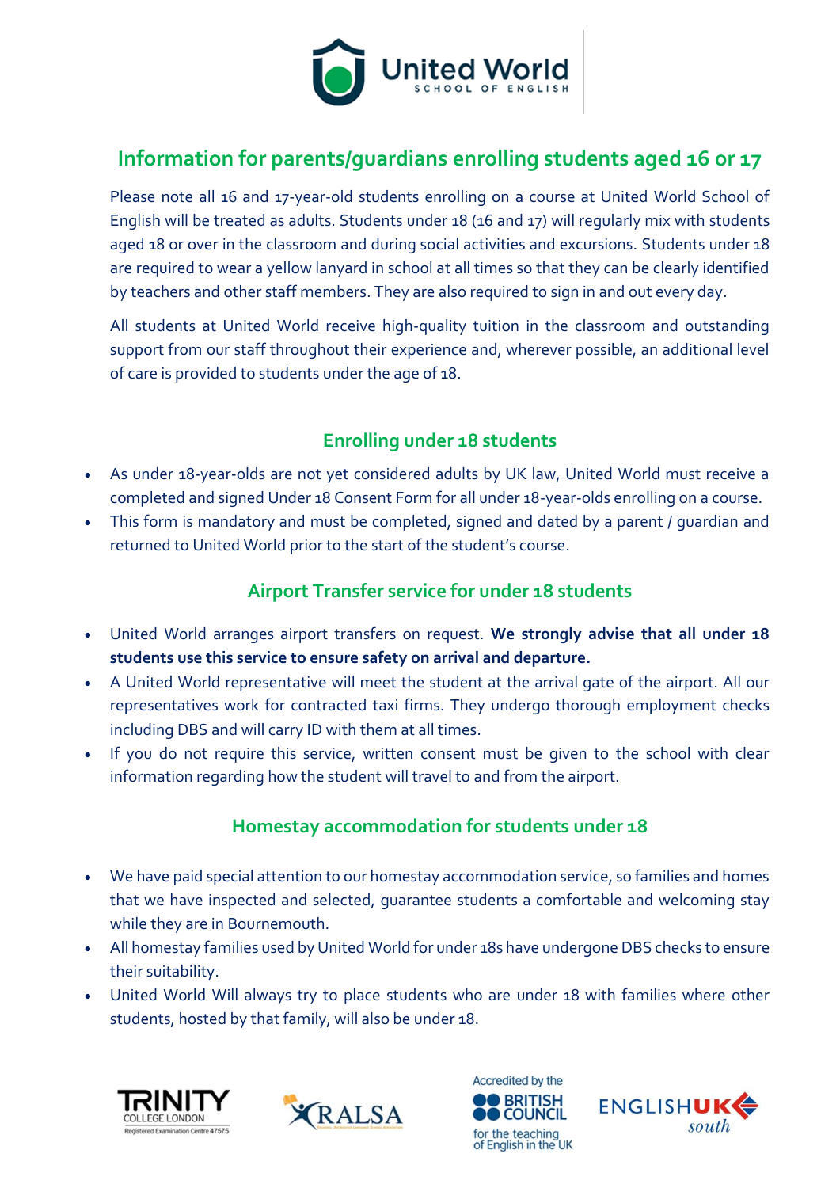# Information for parents/guardians enrolling students aged 16 or 17

Please note all 16 and 17-year-old students enrolling on a course at United World School of English will be treated as adults. Students under 18 (16 and 17) will regularly mix with students aged 18 or over in the classroom and during social activities and excursions. Students under 18 are required to wear a yellow lanyard in school at all times so that they can be clearly identified by teachers and other staff members. They are also required to sign in and out every day.

All students at United World receive high-quality tuition in the classroom and outstanding support from our staff throughout their experience and, wherever possible, an additional level of care is provided to students under the age of 18.

## Enrolling under 18 students

- As under 18-year-olds are not yet considered adults by UK law, United World must receive a completed and signed Under 18 Consent Form for all under 18-year-olds enrolling on a course.
- This form is mandatory and must be completed, signed and dated by a parent / guardian and returned to United World prior to the start of the student's course.

## Airport Transfer service for under 18 students

- United World arranges airport transfers on request. **We strongly advise that all under 18 students use this service to ensure safety on arrival and departure.**
- A United World representative will meet the student at the arrival gate of the airport. All our representatives work for contracted taxi firms. They undergo thorough employment checks including DBS and will carry ID with them at all times.
- If you do not require this service, written consent must be given to the school with clear information regarding how the student will travel to and from the airport.

## Homestay accommodation for students under 18

- We have paid special attention to our homestay accommodation service, so families and homes that we have inspected and selected, guarantee students a comfortable and welcoming stay while they are in Bournemouth.
- All homestay families used by United World for under 18s have undergone DBS checks to ensure their suitability.
- United World Will always try to place students who are under 18 with families where other students, hosted by that family, will also be under 18.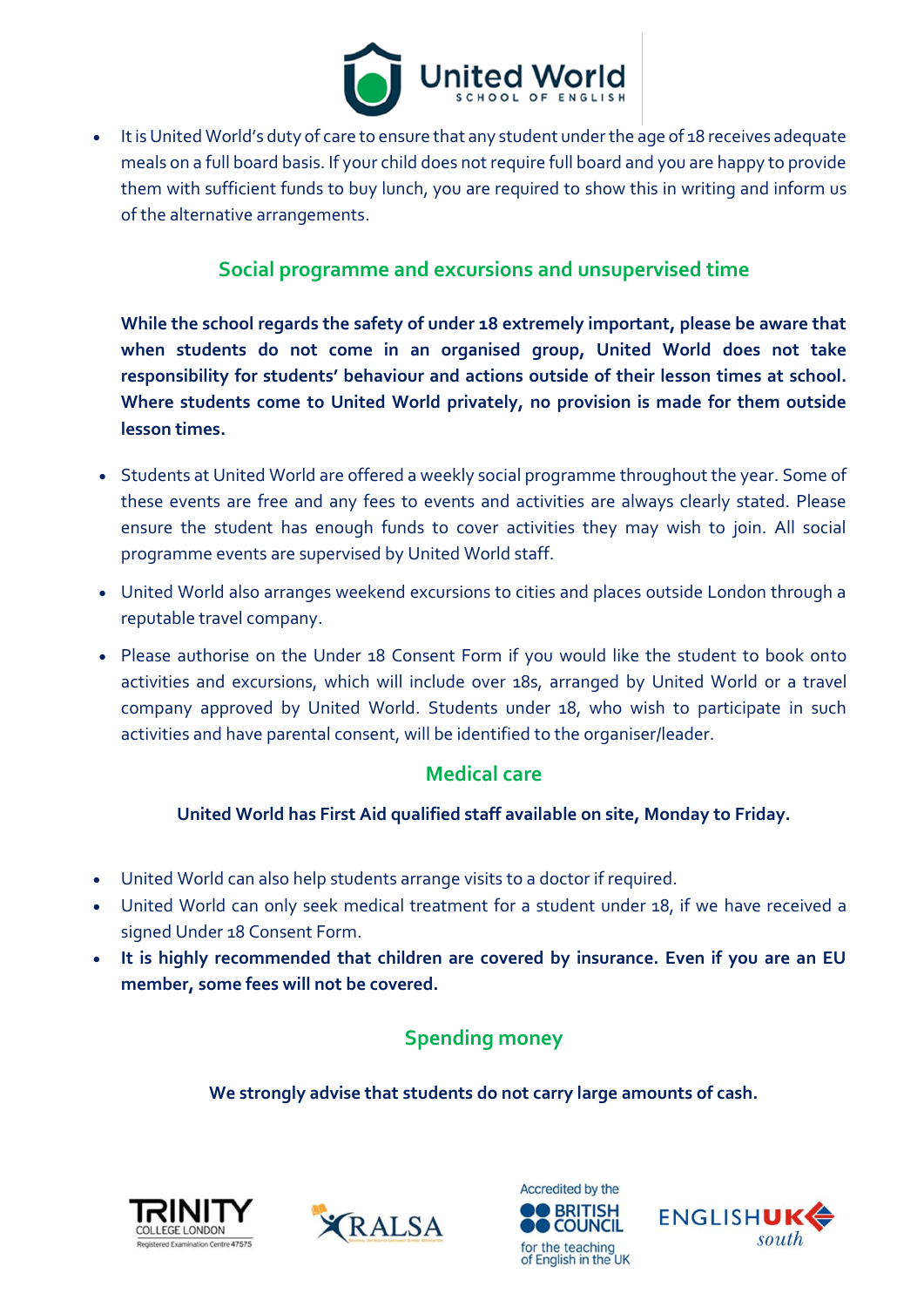- It is United World's duty of care to ensure that any student under the age of 18 receives adequate meals on a full board basis. If your child does not require full board and you are happy to provide them with sufficient funds to buy lunch, you are required to show this in writing and inform us of the alternative arrangements.

## Social programme and excursions and unsupervised time

**While the school regards the safety of under 18 extremely important, please be aware that when students do not come in an organised group, United World does not take responsibility for students' behaviour and actions outside of their lesson times at school. Where students come to United World privately, no provision is made for them outside lesson times.**

- Students at United World are offered a weekly social programme throughout the year. Some of these events are free and any fees to events and activities are always clearly stated. Please ensure the student has enough funds to cover activities they may wish to join. All social programme events are supervised by United World staff.
- United World also arranges weekend excursions to cities and places outside London through a reputable travel company.
- Please authorise on the Under 18 Consent Form if you would like the student to book onto activities and excursions, which will include over 18s, arranged by United World or a travel company approved by United World. Students under 18, who wish to participate in such activities and have parental consent, will be identified to the organiser/leader.

## Medical care

**United World has First Aid qualified staff available on site, Monday to Friday.**

- United World can also help students arrange visits to a doctor if required.
- United World can only seek medical treatment for a student under 18, if we have received a signed Under 18 Consent Form.
- **It is highly recommended that children are covered by insurance. Even if you are an EU member, some fees will not be covered.**

## Spending money

**We strongly advise that students do not carry large amounts of cash.**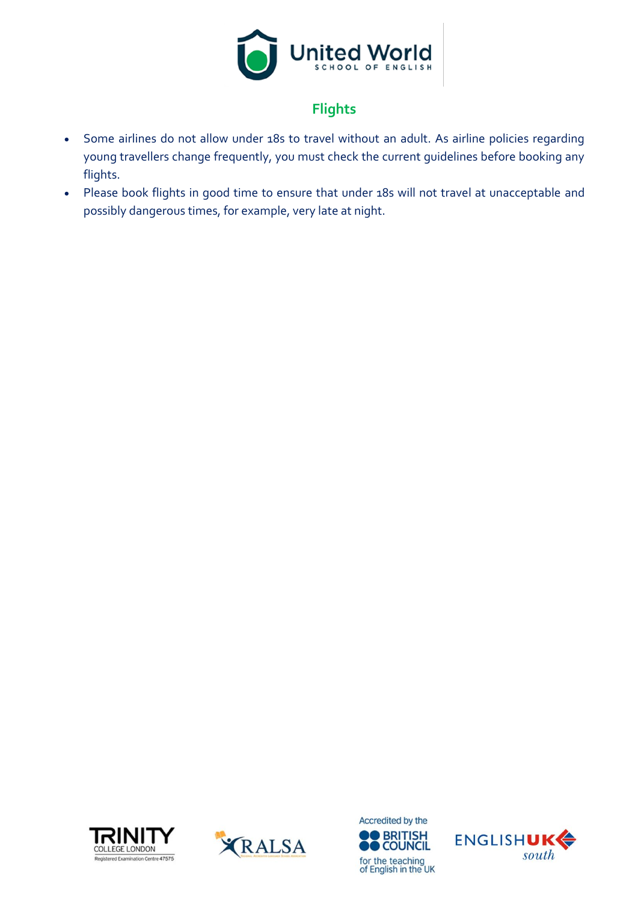## Flights

- Some airlines do not allow under 18s to travel without an adult. As airline policies regarding young travellers change frequently, you must check the current guidelines before booking any flights.
- Please book flights in good time to ensure that under 18s will not travel at unacceptable and possibly dangerous times, for example, very late at night.